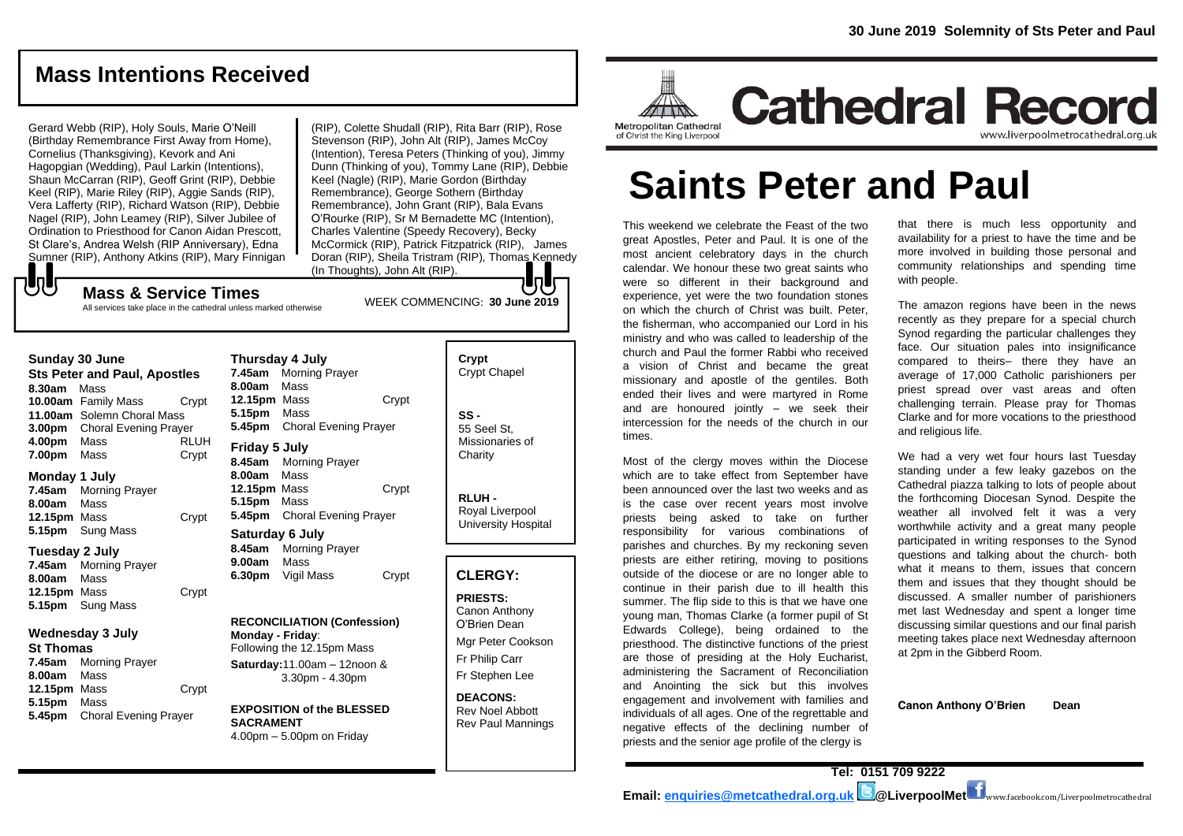## Mass Intentions Received

Gerard Webb (RIP), Holy Souls, Marie O'Neill (Birthday Remembrance First Away from Home), Cornelius (Thanksgiving), Kevork and Ani Hagopgian (Wedding), Paul Larkin (Intentions), Shaun McCarran (RIP), Geoff Grint (RIP), Debbie Keel (RIP), Marie Riley (RIP), Aggie Sands (RIP), Vera Lafferty (RIP), Richard Watson (RIP), Debbie Nagel (RIP), John Leamey (RIP), Silver Jubilee of Ordination to Priesthood for Canon Aidan Prescott, St Clare's, Andrea Welsh (RIP Anniversary), Edna Sumner (RIP), Anthony Atkins (RIP), Mary Finnigan (RIP), Colette Shudall (RIP), Rita Barr (RIP), Rose Stevenson (RIP), John Alt (RIP), James McCoy (Intention), Teresa Peters (Thinking of you), Jimmy Dunn (Thinking of you), Tommy Lane (RIP), Debbie Keel (Nagle) (RIP), Marie Gordon (Birthday Remembrance), George Sothern (Birthday Remembrance), John Grant (RIP), Bala Evans O'Rourke (RIP), Sr M Bernadette MC (Intention), Charles Valentine (Speedy Recovery), Becky McCormick (RIP), Patrick Fitzpatrick (RIP), James Doran (RIP), Sheila Tristram (RIP), Thomas Kennedy (In Thoughts), John Alt (RIP).

## Mass & Service Times

All services take place in the cathedral unless marked otherwise

WEEK COMMENCING: **30 June 2019**

**Sunday 30 June**
**Sts Peter and Paul, Apostles**
**8.30am** Mass
**10.00am** Family Mass — Crypt
**11.00am** Solemn Choral Mass
**3.00pm** Choral Evening Prayer
**4.00pm** Mass — RLUH
**7.00pm** Mass — Crypt

**Monday 1 July**
**7.45am** Morning Prayer
**8.00am** Mass
**12.15pm** Mass — Crypt
**5.15pm** Sung Mass

**Tuesday 2 July**
**7.45am** Morning Prayer
**8.00am** Mass
**12.15pm** Mass — Crypt
**5.15pm** Sung Mass

**Wednesday 3 July**
**St Thomas**
**7.45am** Morning Prayer
**8.00am** Mass
**12.15pm** Mass — Crypt
**5.15pm** Mass
**5.45pm** Choral Evening Prayer

**Thursday 4 July**
**7.45am** Morning Prayer
**8.00am** Mass
**12.15pm** Mass — Crypt
**5.15pm** Mass
**5.45pm** Choral Evening Prayer

**Friday 5 July**
**8.45am** Morning Prayer
**8.00am** Mass
**12.15pm** Mass — Crypt
**5.15pm** Mass
**5.45pm** Choral Evening Prayer

**Saturday 6 July**
**8.45am** Morning Prayer
**9.00am** Mass
**6.30pm** Vigil Mass — Crypt

**RECONCILIATION (Confession)**
**Monday - Friday**: Following the 12.15pm Mass
**Saturday:** 11.00am – 12noon & 3.30pm - 4.30pm

**EXPOSITION of the BLESSED SACRAMENT**
4.00pm – 5.00pm on Friday

**Crypt**
Crypt Chapel

**SS -**
55 Seel St, Missionaries of Charity

**RLUH -**
Royal Liverpool University Hospital

## CLERGY:

**PRIESTS:**
Canon Anthony O'Brien Dean
Mgr Peter Cookson
Fr Philip Carr
Fr Stephen Lee

**DEACONS:**
Rev Noel Abbott
Rev Paul Mannings

**30 June 2019 Solemnity of Sts Peter and Paul**

Metropolitan Cathedral of Christ the King Liverpool

# Cathedral Record

www.liverpoolmetrocathedral.org.uk

# Saints Peter and Paul

This weekend we celebrate the Feast of the two great Apostles, Peter and Paul. It is one of the most ancient celebratory days in the church calendar. We honour these two great saints who were so different in their background and experience, yet were the two foundation stones on which the church of Christ was built. Peter, the fisherman, who accompanied our Lord in his ministry and who was called to leadership of the church and Paul the former Rabbi who received a vision of Christ and became the great missionary and apostle of the gentiles. Both ended their lives and were martyred in Rome and are honoured jointly – we seek their intercession for the needs of the church in our times.

Most of the clergy moves within the Diocese which are to take effect from September have been announced over the last two weeks and as is the case over recent years most involve priests being asked to take on further responsibility for various combinations of parishes and churches. By my reckoning seven priests are either retiring, moving to positions outside of the diocese or are no longer able to continue in their parish due to ill health this summer. The flip side to this is that we have one young man, Thomas Clarke (a former pupil of St Edwards College), being ordained to the priesthood. The distinctive functions of the priest are those of presiding at the Holy Eucharist, administering the Sacrament of Reconciliation and Anointing the sick but this involves engagement and involvement with families and individuals of all ages. One of the regrettable and negative effects of the declining number of priests and the senior age profile of the clergy is that there is much less opportunity and availability for a priest to have the time and be more involved in building those personal and community relationships and spending time with people.

The amazon regions have been in the news recently as they prepare for a special church Synod regarding the particular challenges they face. Our situation pales into insignificance compared to theirs– there they have an average of 17,000 Catholic parishioners per priest spread over vast areas and often challenging terrain. Please pray for Thomas Clarke and for more vocations to the priesthood and religious life.

We had a very wet four hours last Tuesday standing under a few leaky gazebos on the Cathedral piazza talking to lots of people about the forthcoming Diocesan Synod. Despite the weather all involved felt it was a very worthwhile activity and a great many people participated in writing responses to the Synod questions and talking about the church- both what it means to them, issues that concern them and issues that they thought should be discussed. A smaller number of parishioners met last Wednesday and spent a longer time discussing similar questions and our final parish meeting takes place next Wednesday afternoon at 2pm in the Gibberd Room.

**Canon Anthony O'Brien Dean**

**Tel: 0151 709 9222**

**Email: enquiries@metcathedral.org.uk @LiverpoolMet** www.facebook.com/Liverpoolmetrocathedral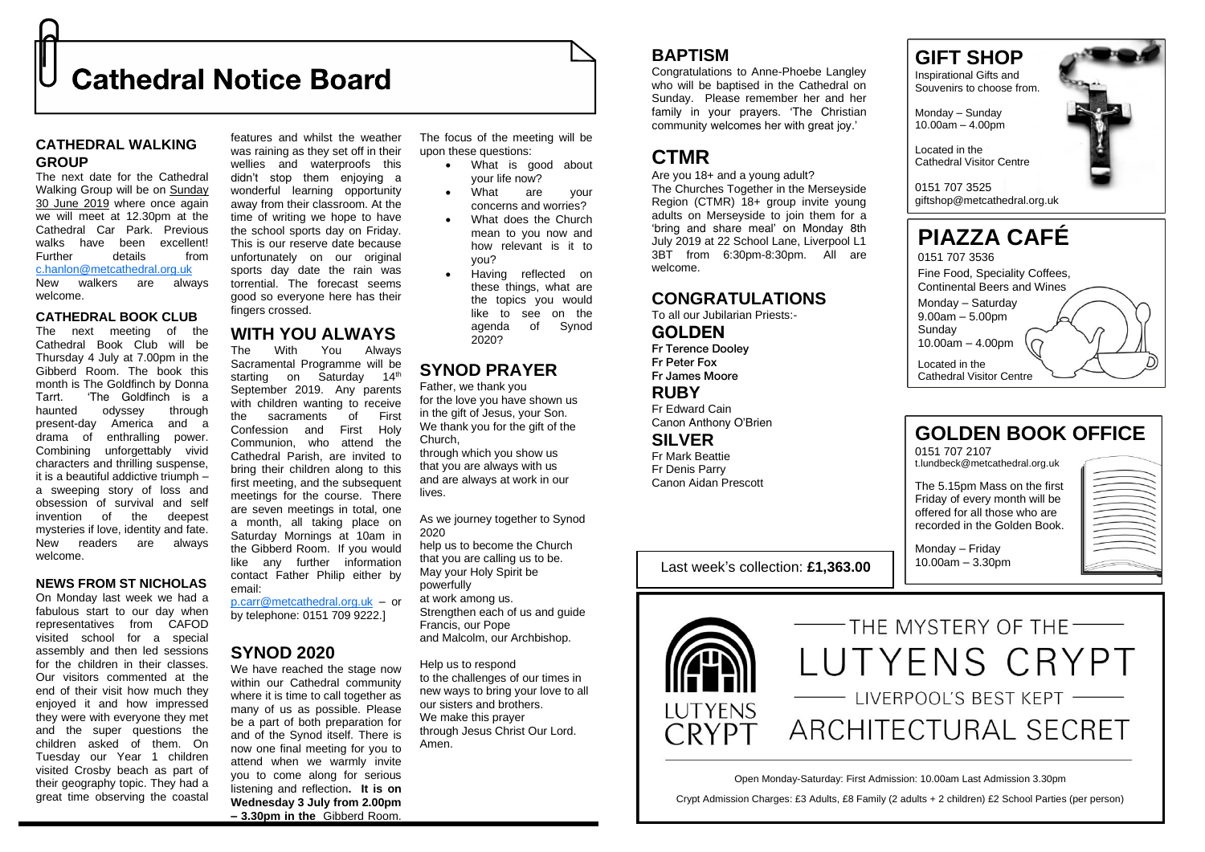# Cathedral Notice Board

## CATHEDRAL WALKING GROUP

The next date for the Cathedral Walking Group will be on Sunday 30 June 2019 where once again we will meet at 12.30pm at the Cathedral Car Park. Previous walks have been excellent! Further details from c.hanlon@metcathedral.org.uk New walkers are always welcome.

### CATHEDRAL BOOK CLUB

The next meeting of the Cathedral Book Club will be Thursday 4 July at 7.00pm in the Gibberd Room. The book this month is The Goldfinch by Donna Tarrt. 'The Goldfinch is a haunted odyssey through present-day America and a drama of enthralling power. Combining unforgettably vivid characters and thrilling suspense, it is a beautiful addictive triumph – a sweeping story of loss and obsession of survival and self invention of the deepest mysteries if love, identity and fate. New readers are always welcome.

### NEWS FROM ST NICHOLAS

On Monday last week we had a fabulous start to our day when representatives from CAFOD visited school for a special assembly and then led sessions for the children in their classes. Our visitors commented at the end of their visit how much they enjoyed it and how impressed they were with everyone they met and the super questions the children asked of them. On Tuesday our Year 1 children visited Crosby beach as part of their geography topic. They had a great time observing the coastal features and whilst the weather was raining as they set off in their wellies and waterproofs this didn't stop them enjoying a wonderful learning opportunity away from their classroom. At the time of writing we hope to have the school sports day on Friday. This is our reserve date because unfortunately on our original sports day date the rain was torrential. The forecast seems good so everyone here has their fingers crossed.

## WITH YOU ALWAYS

The With You Always Sacramental Programme will be starting on Saturday 14th September 2019. Any parents with children wanting to receive the sacraments of First Confession and First Holy Communion, who attend the Cathedral Parish, are invited to bring their children along to this first meeting, and the subsequent meetings for the course. There are seven meetings in total, one a month, all taking place on Saturday Mornings at 10am in the Gibberd Room. If you would like any further information contact Father Philip either by email: p.carr@metcathedral.org.uk – or by telephone: 0151 709 9222.]

## SYNOD 2020

We have reached the stage now within our Cathedral community where it is time to call together as many of us as possible. Please be a part of both preparation for and of the Synod itself. There is now one final meeting for you to attend when we warmly invite you to come along for serious listening and reflection**. It is on Wednesday 3 July from 2.00pm – 3.30pm in the** Gibberd Room.

The focus of the meeting will be upon these questions:

- What is good about your life now?
- What are your concerns and worries?
- What does the Church mean to you now and how relevant is it to you?
- Having reflected on these things, what are the topics you would like to see on the agenda of Synod 2020?

## SYNOD PRAYER

Father, we thank you
for the love you have shown us in the gift of Jesus, your Son.
We thank you for the gift of the Church,
through which you show us that you are always with us and are always at work in our lives.

As we journey together to Synod 2020
help us to become the Church that you are calling us to be.
May your Holy Spirit be powerfully
at work among us.
Strengthen each of us and guide Francis, our Pope
and Malcolm, our Archbishop.

Help us to respond
to the challenges of our times in new ways to bring your love to all our sisters and brothers.
We make this prayer
through Jesus Christ Our Lord.
Amen.

## BAPTISM

Congratulations to Anne-Phoebe Langley who will be baptised in the Cathedral on Sunday. Please remember her and her family in your prayers. 'The Christian community welcomes her with great joy.'

## CTMR

Are you 18+ and a young adult?
The Churches Together in the Merseyside Region (CTMR) 18+ group invite young adults on Merseyside to join them for a 'bring and share meal' on Monday 8th July 2019 at 22 School Lane, Liverpool L1 3BT from 6:30pm-8:30pm. All are welcome.

## CONGRATULATIONS

To all our Jubilarian Priests:-

### GOLDEN

Fr Terence Dooley
Fr Peter Fox
Fr James Moore

### RUBY

Fr Edward Cain
Canon Anthony O'Brien

### SILVER

Fr Mark Beattie
Fr Denis Parry
Canon Aidan Prescott

Last week's collection: **£1,363.00**

## GIFT SHOP

Inspirational Gifts and Souvenirs to choose from.

Monday – Sunday
10.00am – 4.00pm

Located in the Cathedral Visitor Centre

0151 707 3525
giftshop@metcathedral.org.uk

## PIAZZA CAFÉ

0151 707 3536

Fine Food, Speciality Coffees, Continental Beers and Wines

Monday – Saturday
9.00am – 5.00pm
Sunday
10.00am – 4.00pm

Located in the Cathedral Visitor Centre

## GOLDEN BOOK OFFICE

0151 707 2107
t.lundbeck@metcathedral.org.uk

The 5.15pm Mass on the first Friday of every month will be offered for all those who are recorded in the Golden Book.

Monday – Friday
10.00am – 3.30pm

LUTYENS CRYPT

THE MYSTERY OF THE LUTYENS CRYPT

LIVERPOOL'S BEST KEPT ARCHITECTURAL SECRET

Open Monday-Saturday: First Admission: 10.00am Last Admission 3.30pm

Crypt Admission Charges: £3 Adults, £8 Family (2 adults + 2 children) £2 School Parties (per person)